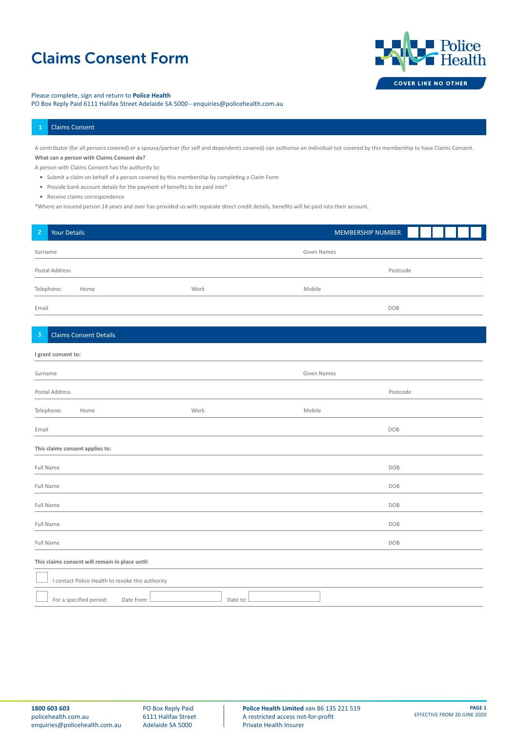# Claims Consent Form

Police Health
COVER LIKE NO OTHER

Please complete, sign and return to **Police Health**
PO Box Reply Paid 6111 Halifax Street Adelaide SA 5000 - enquiries@policehealth.com.au

## 1 Claims Consent

A contributor (for all persons covered) or a spouse/partner (for self and dependents covered) can authorise an individual not covered by this membership to have Claims Consent.

**What can a person with Claims Consent do?**

A person with Claims Consent has the authority to:

- Submit a claim on behalf of a person covered by this membership by completing a Claim Form
- Provide bank account details for the payment of benefits to be paid into*
- Receive claims correspondence

*Where an insured person 14 years and over has provided us with separate direct credit details, benefits will be paid into their account.

## 2 Your Details

MEMBERSHIP NUMBER

Surname | Given Names

Postal Address | Postcode

Telephone: Home | Work | Mobile

Email | DOB

## 3 Claims Consent Details

**I grant consent to:**

Surname | Given Names

Postal Address | Postcode

Telephone: Home | Work | Mobile

Email | DOB

**This claims consent applies to:**

Full Name | DOB

Full Name | DOB

Full Name | DOB

Full Name | DOB

Full Name | DOB

**This claims consent will remain in place until:**

☐ I contact Police Health to revoke this authority

☐ For a specified period: Date from: Date to:

1800 603 603
policehealth.com.au
enquiries@policehealth.com.au

PO Box Reply Paid
6111 Halifax Street
Adelaide SA 5000

**Police Health Limited** ABN 86 135 221 519
A restricted access not-for-profit
Private Health Insurer

EFFECTIVE FROM 20 JUNE 2020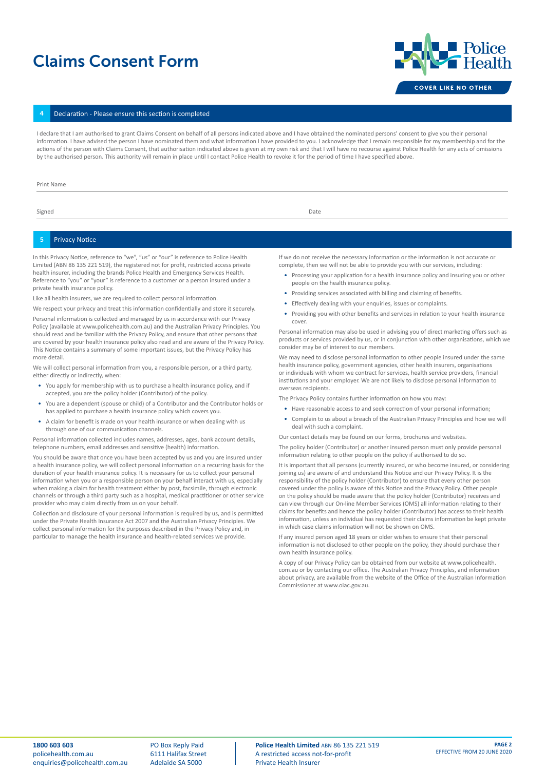# Claims Consent Form

## 4 Declaration - Please ensure this section is completed

I declare that I am authorised to grant Claims Consent on behalf of all persons indicated above and I have obtained the nominated persons' consent to give you their personal information. I have advised the person I have nominated them and what information I have provided to you. I acknowledge that I remain responsible for my membership and for the actions of the person with Claims Consent, that authorisation indicated above is given at my own risk and that I will have no recourse against Police Health for any acts of omissions by the authorised person. This authority will remain in place until I contact Police Health to revoke it for the period of time I have specified above.

Print Name

Signed

Date

## 5 Privacy Notice

In this Privacy Notice, reference to "we", "us" or "our" is reference to Police Health Limited (ABN 86 135 221 519), the registered not for profit, restricted access private health insurer, including the brands Police Health and Emergency Services Health. Reference to "you" or "your" is reference to a customer or a person insured under a private health insurance policy.

Like all health insurers, we are required to collect personal information.

We respect your privacy and treat this information confidentially and store it securely.

Personal information is collected and managed by us in accordance with our Privacy Policy (available at www.policehealth.com.au) and the Australian Privacy Principles. You should read and be familiar with the Privacy Policy, and ensure that other persons that are covered by your health insurance policy also read and are aware of the Privacy Policy. This Notice contains a summary of some important issues, but the Privacy Policy has more detail.

We will collect personal information from you, a responsible person, or a third party, either directly or indirectly, when:

- You apply for membership with us to purchase a health insurance policy, and if accepted, you are the policy holder (Contributor) of the policy.
- You are a dependent (spouse or child) of a Contributor and the Contributor holds or has applied to purchase a health insurance policy which covers you.
- A claim for benefit is made on your health insurance or when dealing with us through one of our communication channels.

Personal information collected includes names, addresses, ages, bank account details, telephone numbers, email addresses and sensitive (health) information.

You should be aware that once you have been accepted by us and you are insured under a health insurance policy, we will collect personal information on a recurring basis for the duration of your health insurance policy. It is necessary for us to collect your personal information when you or a responsible person on your behalf interact with us, especially when making a claim for health treatment either by post, facsimile, through electronic channels or through a third party such as a hospital, medical practitioner or other service provider who may claim directly from us on your behalf.

Collection and disclosure of your personal information is required by us, and is permitted under the Private Health Insurance Act 2007 and the Australian Privacy Principles. We collect personal information for the purposes described in the Privacy Policy and, in particular to manage the health insurance and health-related services we provide.

If we do not receive the necessary information or the information is not accurate or complete, then we will not be able to provide you with our services, including:

- Processing your application for a health insurance policy and insuring you or other people on the health insurance policy.
- Providing services associated with billing and claiming of benefits.
- Effectively dealing with your enquiries, issues or complaints.
- Providing you with other benefits and services in relation to your health insurance cover.

Personal information may also be used in advising you of direct marketing offers such as products or services provided by us, or in conjunction with other organisations, which we consider may be of interest to our members.

We may need to disclose personal information to other people insured under the same health insurance policy, government agencies, other health insurers, organisations or individuals with whom we contract for services, health service providers, financial institutions and your employer. We are not likely to disclose personal information to overseas recipients.

The Privacy Policy contains further information on how you may:

- Have reasonable access to and seek correction of your personal information;
- Complain to us about a breach of the Australian Privacy Principles and how we will deal with such a complaint.

Our contact details may be found on our forms, brochures and websites.

The policy holder (Contributor) or another insured person must only provide personal information relating to other people on the policy if authorised to do so.

It is important that all persons (currently insured, or who become insured, or considering joining us) are aware of and understand this Notice and our Privacy Policy. It is the responsibility of the policy holder (Contributor) to ensure that every other person covered under the policy is aware of this Notice and the Privacy Policy. Other people on the policy should be made aware that the policy holder (Contributor) receives and can view through our On-line Member Services (OMS) all information relating to their claims for benefits and hence the policy holder (Contributor) has access to their health information, unless an individual has requested their claims information be kept private in which case claims information will not be shown on OMS.

If any insured person aged 18 years or older wishes to ensure that their personal information is not disclosed to other people on the policy, they should purchase their own health insurance policy.

A copy of our Privacy Policy can be obtained from our website at www.policehealth.com.au or by contacting our office. The Australian Privacy Principles, and information about privacy, are available from the website of the Office of the Australian Information Commissioner at www.oiac.gov.au.

**1800 603 603**
policehealth.com.au
enquiries@policehealth.com.au

PO Box Reply Paid
6111 Halifax Street
Adelaide SA 5000

**Police Health Limited** ABN 86 135 221 519
A restricted access not-for-profit
Private Health Insurer

EFFECTIVE FROM 20 JUNE 2020